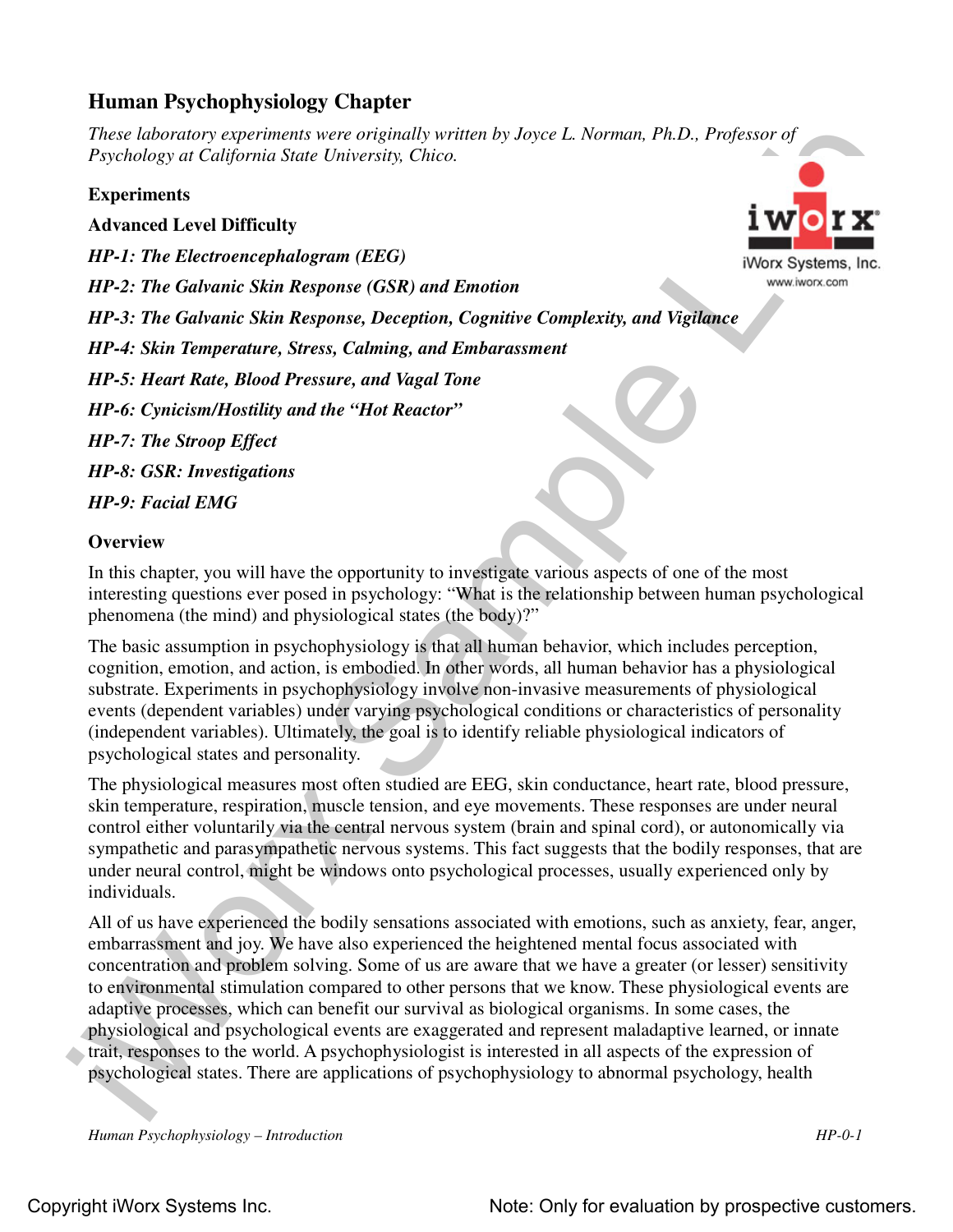# Human Psychophysiology Chapter

*These laboratory experiments were originally written by Joyce L. Norman, Ph.D., Professor of Psychology at California State University, Chico.*

**Experiments**

**Advanced Level Difficulty**

***HP-1: The Electroencephalogram (EEG)***

***HP-2: The Galvanic Skin Response (GSR) and Emotion***

***HP-3: The Galvanic Skin Response, Deception, Cognitive Complexity, and Vigilance***

***HP-4: Skin Temperature, Stress, Calming, and Embarassment***

***HP-5: Heart Rate, Blood Pressure, and Vagal Tone***

***HP-6: Cynicism/Hostility and the "Hot Reactor"***

***HP-7: The Stroop Effect***

***HP-8: GSR: Investigations***

***HP-9: Facial EMG***

## Overview

In this chapter, you will have the opportunity to investigate various aspects of one of the most interesting questions ever posed in psychology: "What is the relationship between human psychological phenomena (the mind) and physiological states (the body)?"

The basic assumption in psychophysiology is that all human behavior, which includes perception, cognition, emotion, and action, is embodied. In other words, all human behavior has a physiological substrate. Experiments in psychophysiology involve non-invasive measurements of physiological events (dependent variables) under varying psychological conditions or characteristics of personality (independent variables). Ultimately, the goal is to identify reliable physiological indicators of psychological states and personality.

The physiological measures most often studied are EEG, skin conductance, heart rate, blood pressure, skin temperature, respiration, muscle tension, and eye movements. These responses are under neural control either voluntarily via the central nervous system (brain and spinal cord), or autonomically via sympathetic and parasympathetic nervous systems. This fact suggests that the bodily responses, that are under neural control, might be windows onto psychological processes, usually experienced only by individuals.

All of us have experienced the bodily sensations associated with emotions, such as anxiety, fear, anger, embarrassment and joy. We have also experienced the heightened mental focus associated with concentration and problem solving. Some of us are aware that we have a greater (or lesser) sensitivity to environmental stimulation compared to other persons that we know. These physiological events are adaptive processes, which can benefit our survival as biological organisms. In some cases, the physiological and psychological events are exaggerated and represent maladaptive learned, or innate trait, responses to the world. A psychophysiologist is interested in all aspects of the expression of psychological states. There are applications of psychophysiology to abnormal psychology, health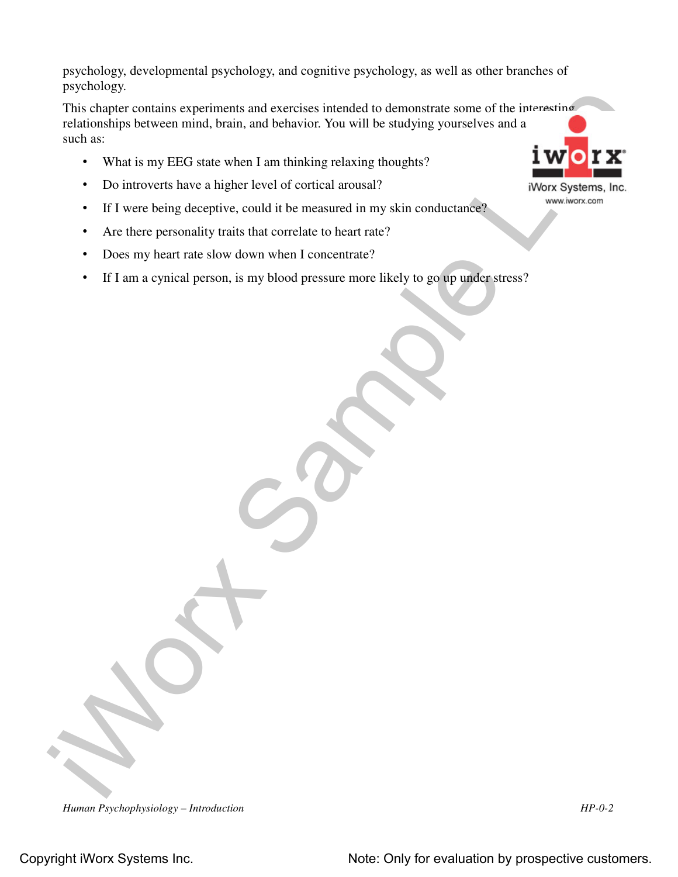psychology, developmental psychology, and cognitive psychology, as well as other branches of psychology.

This chapter contains experiments and exercises intended to demonstrate some of the interesting relationships between mind, brain, and behavior. You will be studying yourselves and a such as:

- What is my EEG state when I am thinking relaxing thoughts?
- Do introverts have a higher level of cortical arousal?
- If I were being deceptive, could it be measured in my skin conductance?
- Are there personality traits that correlate to heart rate?
- Does my heart rate slow down when I concentrate?
- If I am a cynical person, is my blood pressure more likely to go up under stress?